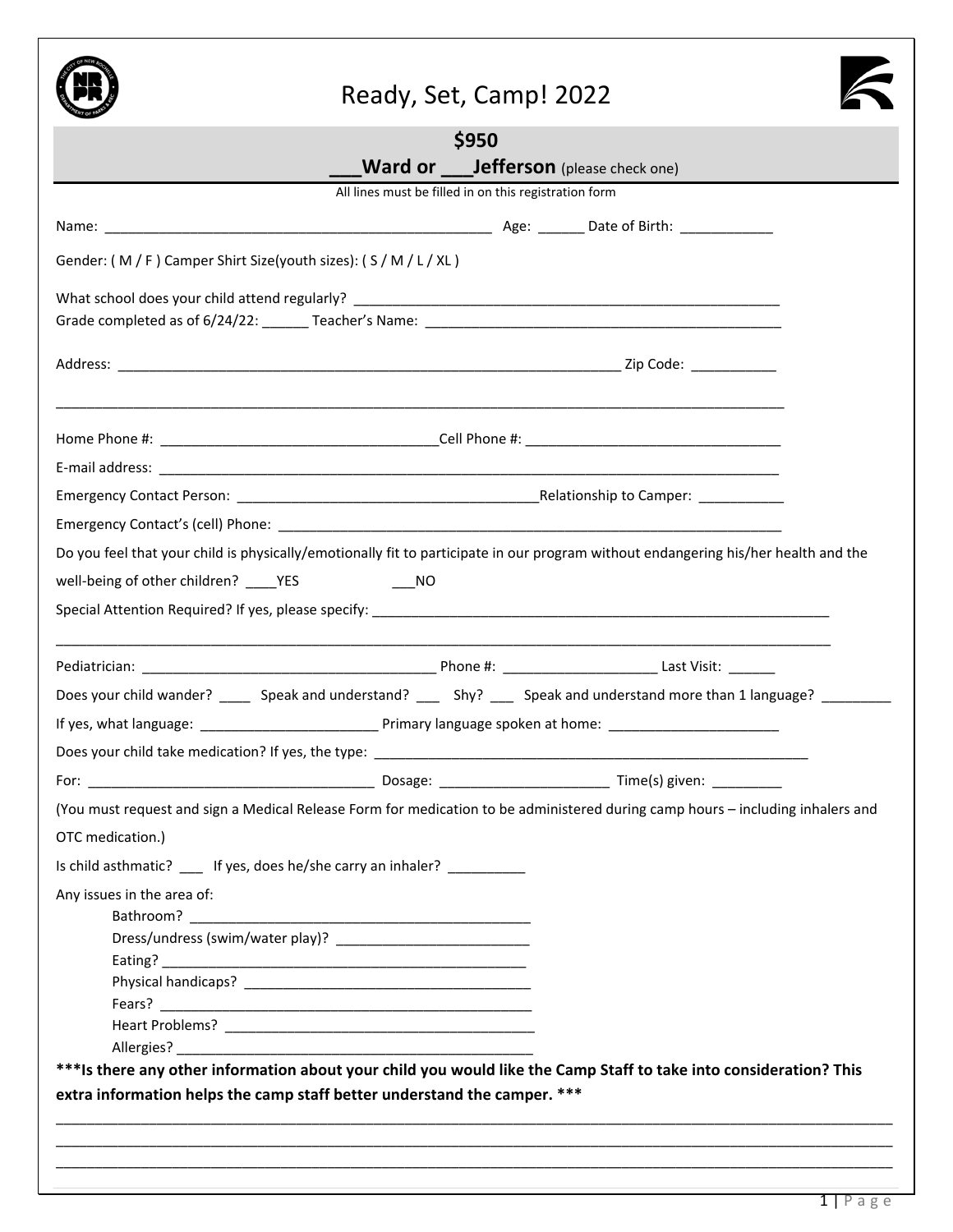# Ready, Set, Camp! 2022

**$950**

**___Ward or ___Jefferson** (please check one)

All lines must be filled in on this registration form

Name: ______________________________________________ Age: ______ Date of Birth: ____________

Gender: ( M / F ) Camper Shirt Size(youth sizes): ( S / M / L / XL )

What school does your child attend regularly? ____________________________________________________

Grade completed as of 6/24/22: ______ Teacher's Name: ____________________________________________

Address: ___________________________________________________________ Zip Code: ___________

_____________________________________________________________________________________

Home Phone #: ___________________________________Cell Phone #: _____________________________

E-mail address: _______________________________________________________________________

Emergency Contact Person: ____________________________________Relationship to Camper: ___________

Emergency Contact's (cell) Phone: ______________________________________________________________

Do you feel that your child is physically/emotionally fit to participate in our program without endangering his/her health and the well-being of other children? ____YES ___NO

Special Attention Required? If yes, please specify: _______________________________________________________

_____________________________________________________________________________________

Pediatrician: ____________________________________ Phone #: ___________________ Last Visit: ______

Does your child wander? ____ Speak and understand? ___ Shy? ___ Speak and understand more than 1 language? _________

If yes, what language: ______________________ Primary language spoken at home: ______________________

Does your child take medication? If yes, the type: ________________________________________________________

For: ___________________________________ Dosage: _____________________ Time(s) given: _________

(You must request and sign a Medical Release Form for medication to be administered during camp hours – including inhalers and OTC medication.)

Is child asthmatic? ___ If yes, does he/she carry an inhaler? __________

Any issues in the area of:

- Bathroom? ___________________________________________
- Dress/undress (swim/water play)? ________________________
- Eating? ______________________________________________
- Physical handicaps? ____________________________________
- Fears? _______________________________________________
- Heart Problems? _______________________________________
- Allergies? ____________________________________________

**\*\*\*Is there any other information about your child you would like the Camp Staff to take into consideration? This extra information helps the camp staff better understand the camper. \*\*\***

_____________________________________________________________________________________

_____________________________________________________________________________________

_____________________________________________________________________________________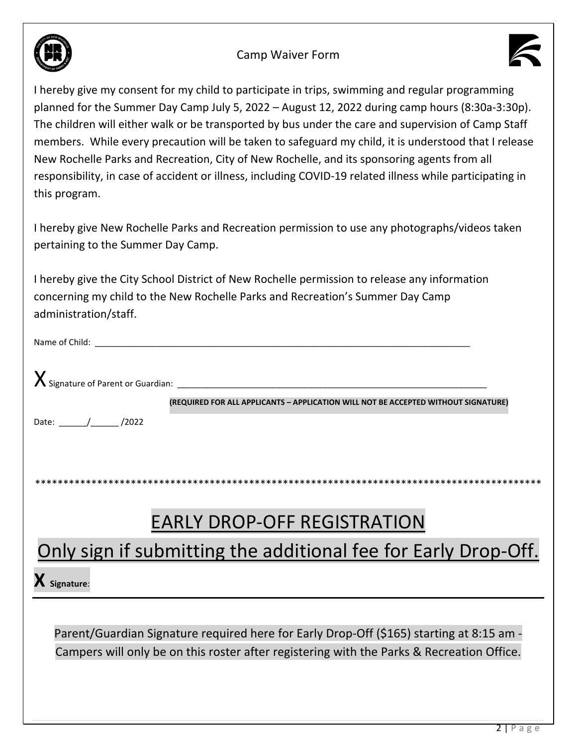# Camp Waiver Form

I hereby give my consent for my child to participate in trips, swimming and regular programming planned for the Summer Day Camp July 5, 2022 – August 12, 2022 during camp hours (8:30a-3:30p). The children will either walk or be transported by bus under the care and supervision of Camp Staff members. While every precaution will be taken to safeguard my child, it is understood that I release New Rochelle Parks and Recreation, City of New Rochelle, and its sponsoring agents from all responsibility, in case of accident or illness, including COVID-19 related illness while participating in this program.

I hereby give New Rochelle Parks and Recreation permission to use any photographs/videos taken pertaining to the Summer Day Camp.

I hereby give the City School District of New Rochelle permission to release any information concerning my child to the New Rochelle Parks and Recreation's Summer Day Camp administration/staff.

Name of Child: ___________________________________________________________________________

X Signature of Parent or Guardian: _________________________________________________________________

**(REQUIRED FOR ALL APPLICANTS – APPLICATION WILL NOT BE ACCEPTED WITHOUT SIGNATURE)**

Date: ______/______ /2022

*******************************************************************************************

## EARLY DROP-OFF REGISTRATION

## Only sign if submitting the additional fee for Early Drop-Off.

**X Signature**:

---

Parent/Guardian Signature required here for Early Drop-Off ($165) starting at 8:15 am - Campers will only be on this roster after registering with the Parks & Recreation Office.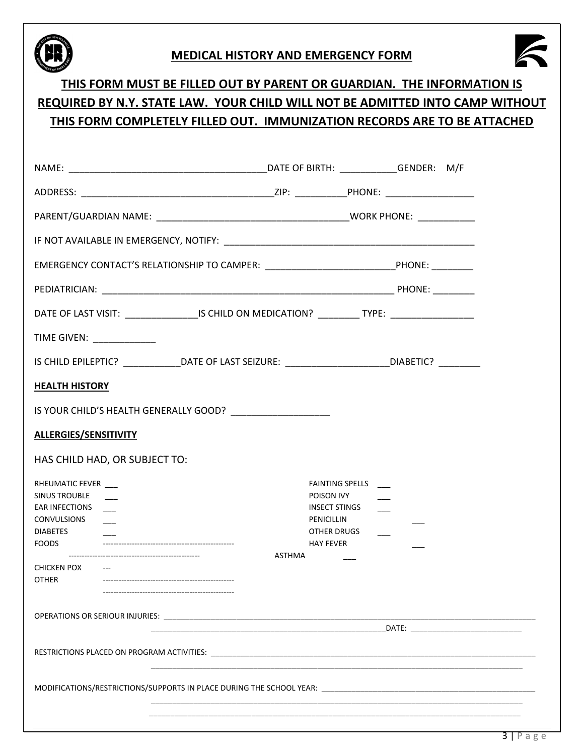## MEDICAL HISTORY AND EMERGENCY FORM

**THIS FORM MUST BE FILLED OUT BY PARENT OR GUARDIAN. THE INFORMATION IS REQUIRED BY N.Y. STATE LAW. YOUR CHILD WILL NOT BE ADMITTED INTO CAMP WITHOUT THIS FORM COMPLETELY FILLED OUT. IMMUNIZATION RECORDS ARE TO BE ATTACHED**

NAME: ______________________________________DATE OF BIRTH: ___________GENDER: M/F

ADDRESS: ____________________________________ZIP: __________PHONE: _________________

PARENT/GUARDIAN NAME: _____________________________________WORK PHONE: ___________

IF NOT AVAILABLE IN EMERGENCY, NOTIFY: ________________________________________________

EMERGENCY CONTACT'S RELATIONSHIP TO CAMPER: _________________________PHONE: ________

PEDIATRICIAN: __________________________________________________________ PHONE: ________

DATE OF LAST VISIT: ______________IS CHILD ON MEDICATION? ________ TYPE: ________________

TIME GIVEN: ____________

IS CHILD EPILEPTIC? ___________DATE OF LAST SEIZURE: ____________________DIABETIC? ________

**HEALTH HISTORY**

IS YOUR CHILD'S HEALTH GENERALLY GOOD? ___________________

**ALLERGIES/SENSITIVITY**

HAS CHILD HAD, OR SUBJECT TO:

RHEUMATIC FEVER ___
SINUS TROUBLE ___
EAR INFECTIONS ___
CONVULSIONS ___
DIABETES ___
FOODS --------------------------------------------------
--------------------------------------------------
CHICKEN POX ---
OTHER --------------------------------------------------
--------------------------------------------------

FAINTING SPELLS ___
POISON IVY ___
INSECT STINGS ___
PENICILLIN ___
OTHER DRUGS ___
HAY FEVER ___
ASTHMA ___

OPERATIONS OR SERIOUR INJURIES: ________________________________________________________________
________________________________________________________DATE: _________________________

RESTRICTIONS PLACED ON PROGRAM ACTIVITIES: _____________________________________________________
__________________________________________________________________________________________

MODIFICATIONS/RESTRICTIONS/SUPPORTS IN PLACE DURING THE SCHOOL YEAR: _______________________________
__________________________________________________________________________________________
__________________________________________________________________________________________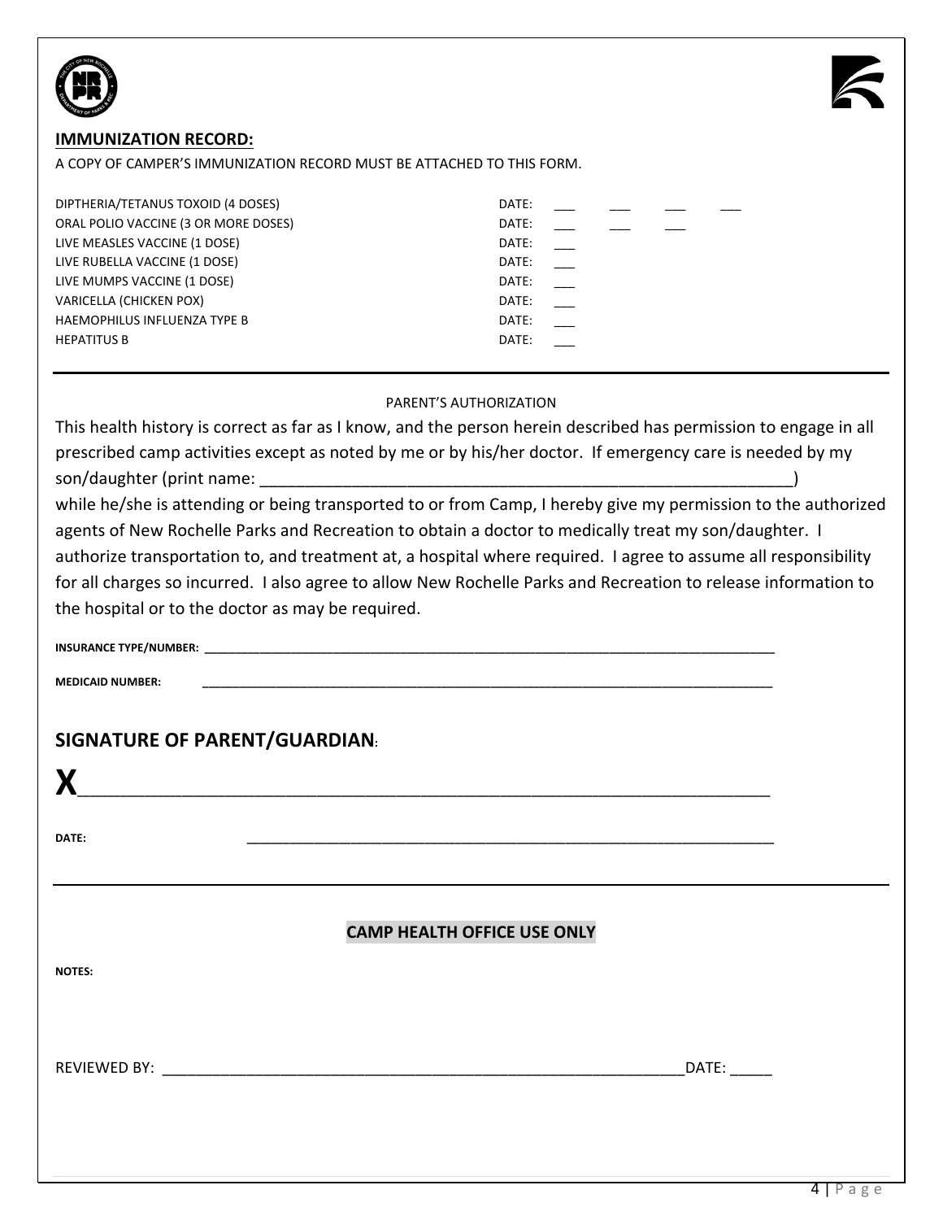**IMMUNIZATION RECORD:**

A COPY OF CAMPER'S IMMUNIZATION RECORD MUST BE ATTACHED TO THIS FORM.

| | |
|---|---|
| DIPTHERIA/TETANUS TOXOID (4 DOSES) | DATE: ___ ___ ___ ___ |
| ORAL POLIO VACCINE (3 OR MORE DOSES) | DATE: ___ ___ ___ |
| LIVE MEASLES VACCINE (1 DOSE) | DATE: ___ |
| LIVE RUBELLA VACCINE (1 DOSE) | DATE: ___ |
| LIVE MUMPS VACCINE (1 DOSE) | DATE: ___ |
| VARICELLA (CHICKEN POX) | DATE: ___ |
| HAEMOPHILUS INFLUENZA TYPE B | DATE: ___ |
| HEPATITUS B | DATE: ___ |

PARENT'S AUTHORIZATION

This health history is correct as far as I know, and the person herein described has permission to engage in all prescribed camp activities except as noted by me or by his/her doctor. If emergency care is needed by my son/daughter (print name: ____________________________________________________________)
while he/she is attending or being transported to or from Camp, I hereby give my permission to the authorized agents of New Rochelle Parks and Recreation to obtain a doctor to medically treat my son/daughter. I authorize transportation to, and treatment at, a hospital where required. I agree to assume all responsibility for all charges so incurred. I also agree to allow New Rochelle Parks and Recreation to release information to the hospital or to the doctor as may be required.

**INSURANCE TYPE/NUMBER:** ______________________________________________________________________________

**MEDICAID NUMBER:** ______________________________________________________________________________

## SIGNATURE OF PARENT/GUARDIAN:

**X**______________________________________________________________________

**DATE:** ___________________________________________________________________

**CAMP HEALTH OFFICE USE ONLY**

**NOTES:**

REVIEWED BY: _______________________________________________________________DATE: _____